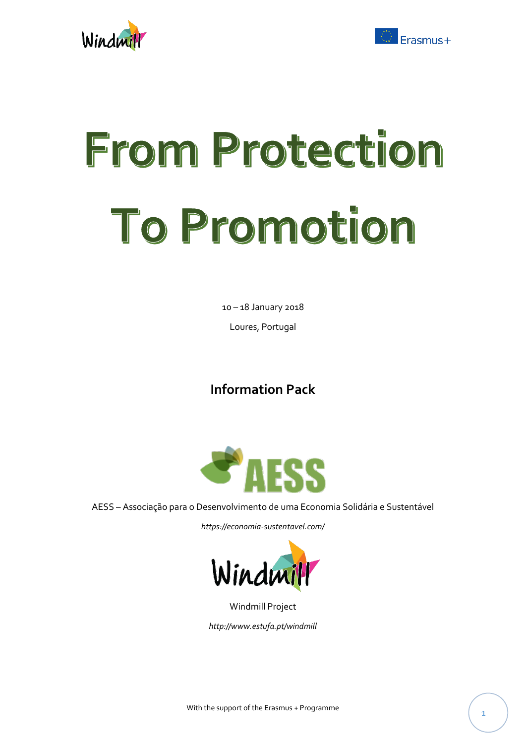# From Protection To Promotion

10 – 18 January 2018

Loures, Portugal

## Information Pack

AESS – Associação para o Desenvolvimento de uma Economia Solidária e Sustentável

*https://economia-sustentavel.com/*

Windmill Project

*http://www.estufa.pt/windmill*

With the support of the Erasmus + Programme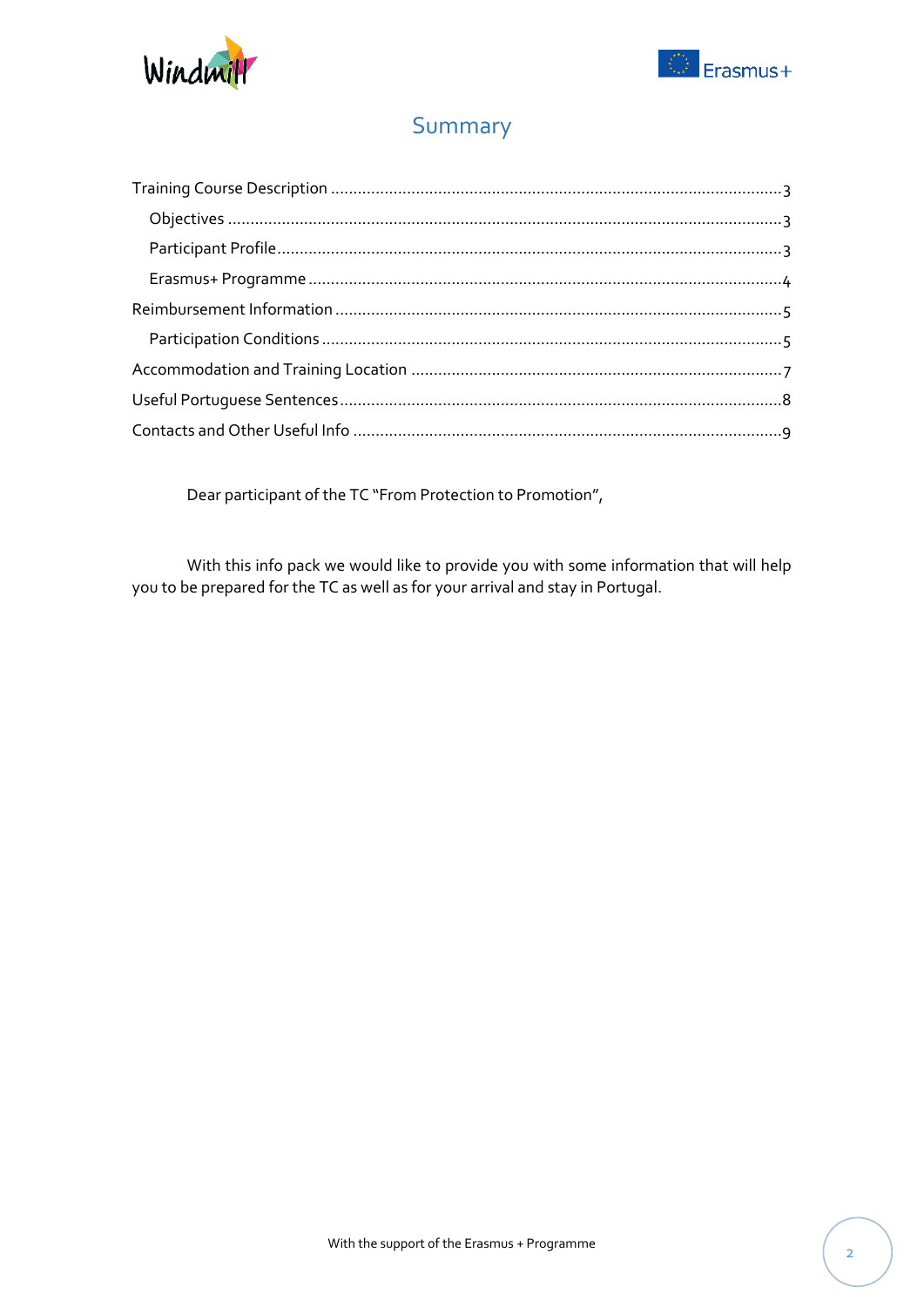# Summary

Training Course Description ........................................................................................................3

Objectives ......................................................................................................................3

Participant Profile.............................................................................................................3

Erasmus+ Programme .........................................................................................................4

Reimbursement Information .........................................................................................................5

Participation Conditions ......................................................................................................5

Accommodation and Training Location ..........................................................................................7

Useful Portuguese Sentences...........................................................................................................8

Contacts and Other Useful Info .......................................................................................................9

Dear participant of the TC "From Protection to Promotion",

With this info pack we would like to provide you with some information that will help you to be prepared for the TC as well as for your arrival and stay in Portugal.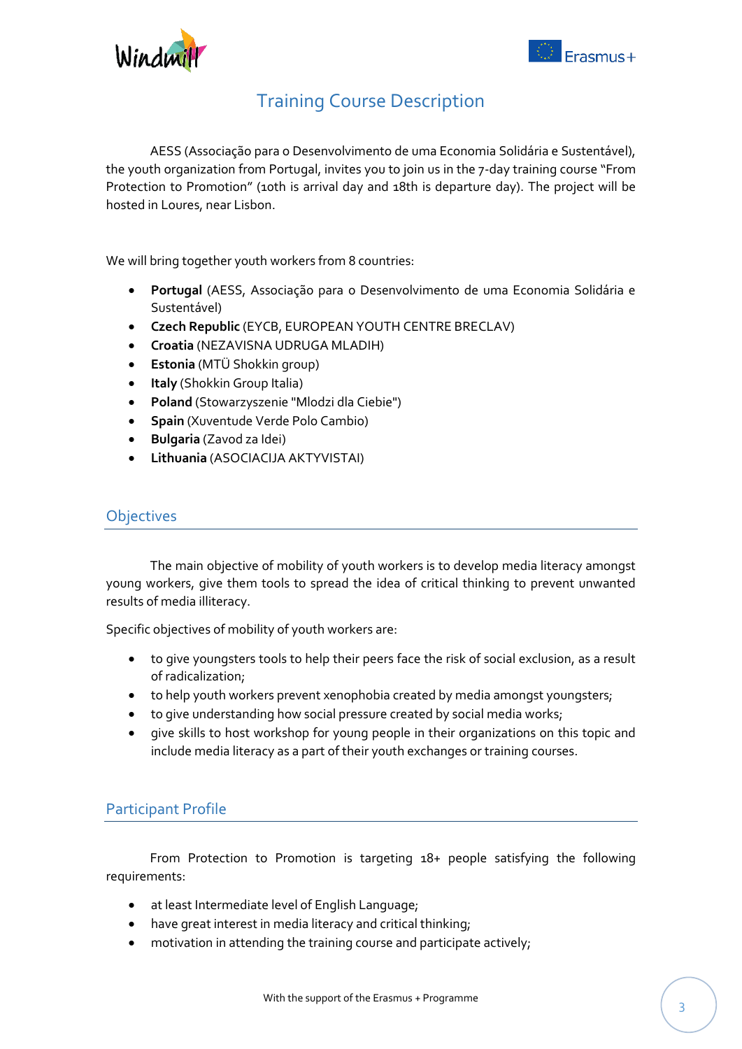# Training Course Description

AESS (Associação para o Desenvolvimento de uma Economia Solidária e Sustentável), the youth organization from Portugal, invites you to join us in the 7-day training course "From Protection to Promotion" (10th is arrival day and 18th is departure day). The project will be hosted in Loures, near Lisbon.

We will bring together youth workers from 8 countries:

- **Portugal** (AESS, Associação para o Desenvolvimento de uma Economia Solidária e Sustentável)
- **Czech Republic** (EYCB, EUROPEAN YOUTH CENTRE BRECLAV)
- **Croatia** (NEZAVISNA UDRUGA MLADIH)
- **Estonia** (MTÜ Shokkin group)
- **Italy** (Shokkin Group Italia)
- **Poland** (Stowarzyszenie "Mlodzi dla Ciebie")
- **Spain** (Xuventude Verde Polo Cambio)
- **Bulgaria** (Zavod za Idei)
- **Lithuania** (ASOCIACIJA AKTYVISTAI)

## Objectives

The main objective of mobility of youth workers is to develop media literacy amongst young workers, give them tools to spread the idea of critical thinking to prevent unwanted results of media illiteracy.

Specific objectives of mobility of youth workers are:

- to give youngsters tools to help their peers face the risk of social exclusion, as a result of radicalization;
- to help youth workers prevent xenophobia created by media amongst youngsters;
- to give understanding how social pressure created by social media works;
- give skills to host workshop for young people in their organizations on this topic and include media literacy as a part of their youth exchanges or training courses.

## Participant Profile

From Protection to Promotion is targeting 18+ people satisfying the following requirements:

- at least Intermediate level of English Language;
- have great interest in media literacy and critical thinking;
- motivation in attending the training course and participate actively;

With the support of the Erasmus + Programme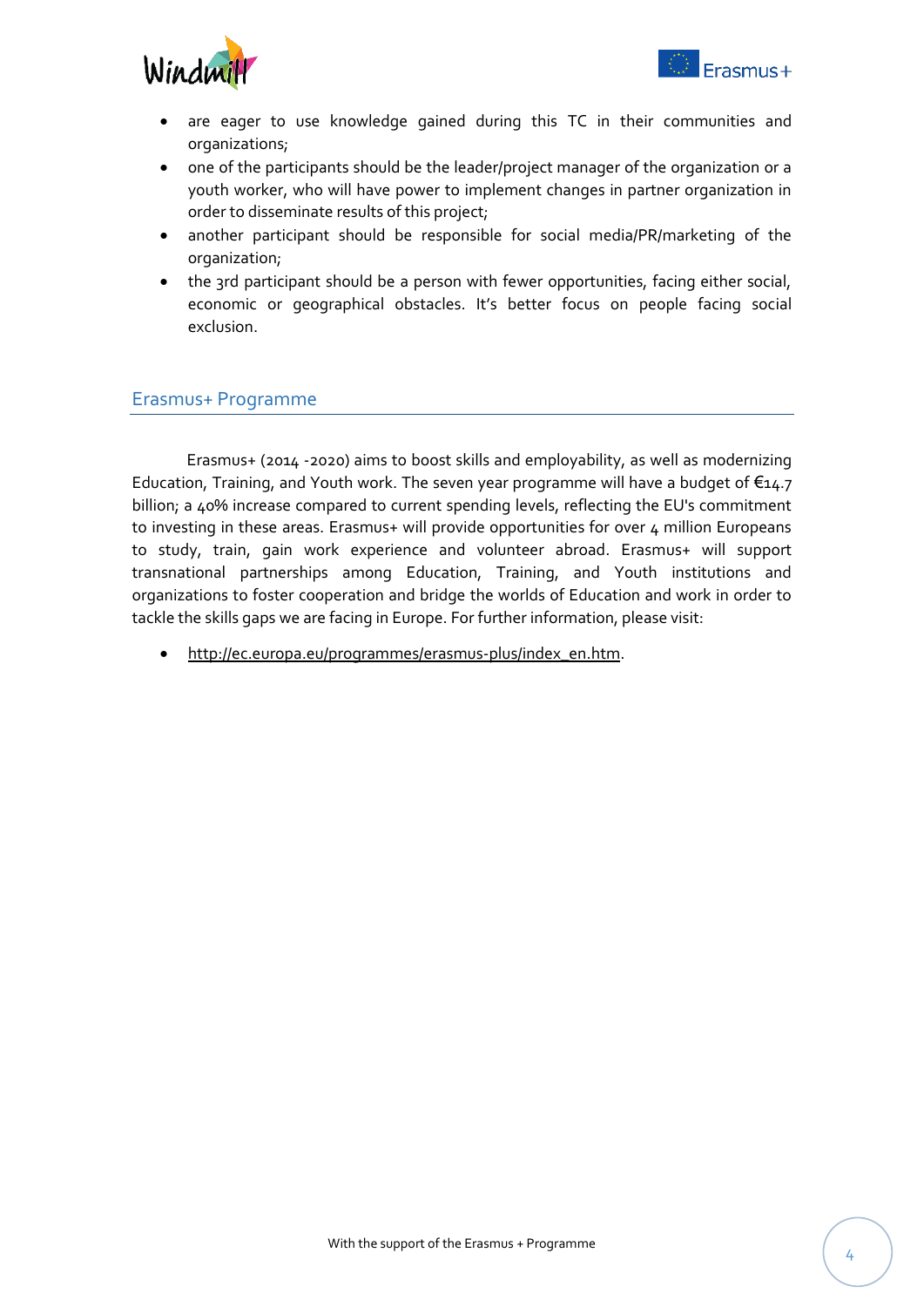- are eager to use knowledge gained during this TC in their communities and organizations;
- one of the participants should be the leader/project manager of the organization or a youth worker, who will have power to implement changes in partner organization in order to disseminate results of this project;
- another participant should be responsible for social media/PR/marketing of the organization;
- the 3rd participant should be a person with fewer opportunities, facing either social, economic or geographical obstacles. It's better focus on people facing social exclusion.

## Erasmus+ Programme

Erasmus+ (2014 -2020) aims to boost skills and employability, as well as modernizing Education, Training, and Youth work. The seven year programme will have a budget of €14.7 billion; a 40% increase compared to current spending levels, reflecting the EU's commitment to investing in these areas. Erasmus+ will provide opportunities for over 4 million Europeans to study, train, gain work experience and volunteer abroad. Erasmus+ will support transnational partnerships among Education, Training, and Youth institutions and organizations to foster cooperation and bridge the worlds of Education and work in order to tackle the skills gaps we are facing in Europe. For further information, please visit:

- http://ec.europa.eu/programmes/erasmus-plus/index_en.htm.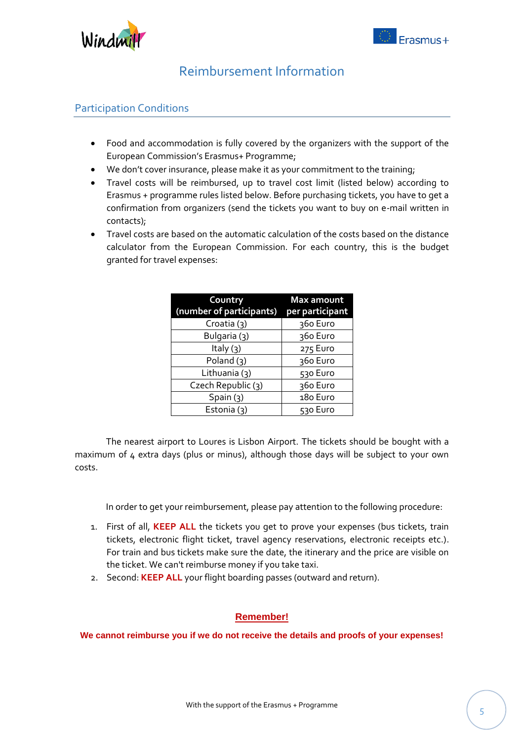# Reimbursement Information

## Participation Conditions

- Food and accommodation is fully covered by the organizers with the support of the European Commission's Erasmus+ Programme;
- We don't cover insurance, please make it as your commitment to the training;
- Travel costs will be reimbursed, up to travel cost limit (listed below) according to Erasmus + programme rules listed below. Before purchasing tickets, you have to get a confirmation from organizers (send the tickets you want to buy on e-mail written in contacts);
- Travel costs are based on the automatic calculation of the costs based on the distance calculator from the European Commission. For each country, this is the budget granted for travel expenses:

| Country (number of participants) | Max amount per participant |
|---|---|
| Croatia (3) | 360 Euro |
| Bulgaria (3) | 360 Euro |
| Italy (3) | 275 Euro |
| Poland (3) | 360 Euro |
| Lithuania (3) | 530 Euro |
| Czech Republic (3) | 360 Euro |
| Spain (3) | 180 Euro |
| Estonia (3) | 530 Euro |

The nearest airport to Loures is Lisbon Airport. The tickets should be bought with a maximum of 4 extra days (plus or minus), although those days will be subject to your own costs.

In order to get your reimbursement, please pay attention to the following procedure:

1. First of all, **KEEP ALL** the tickets you get to prove your expenses (bus tickets, train tickets, electronic flight ticket, travel agency reservations, electronic receipts etc.). For train and bus tickets make sure the date, the itinerary and the price are visible on the ticket. We can't reimburse money if you take taxi.
2. Second: **KEEP ALL** your flight boarding passes (outward and return).

**Remember!**

**We cannot reimburse you if we do not receive the details and proofs of your expenses!**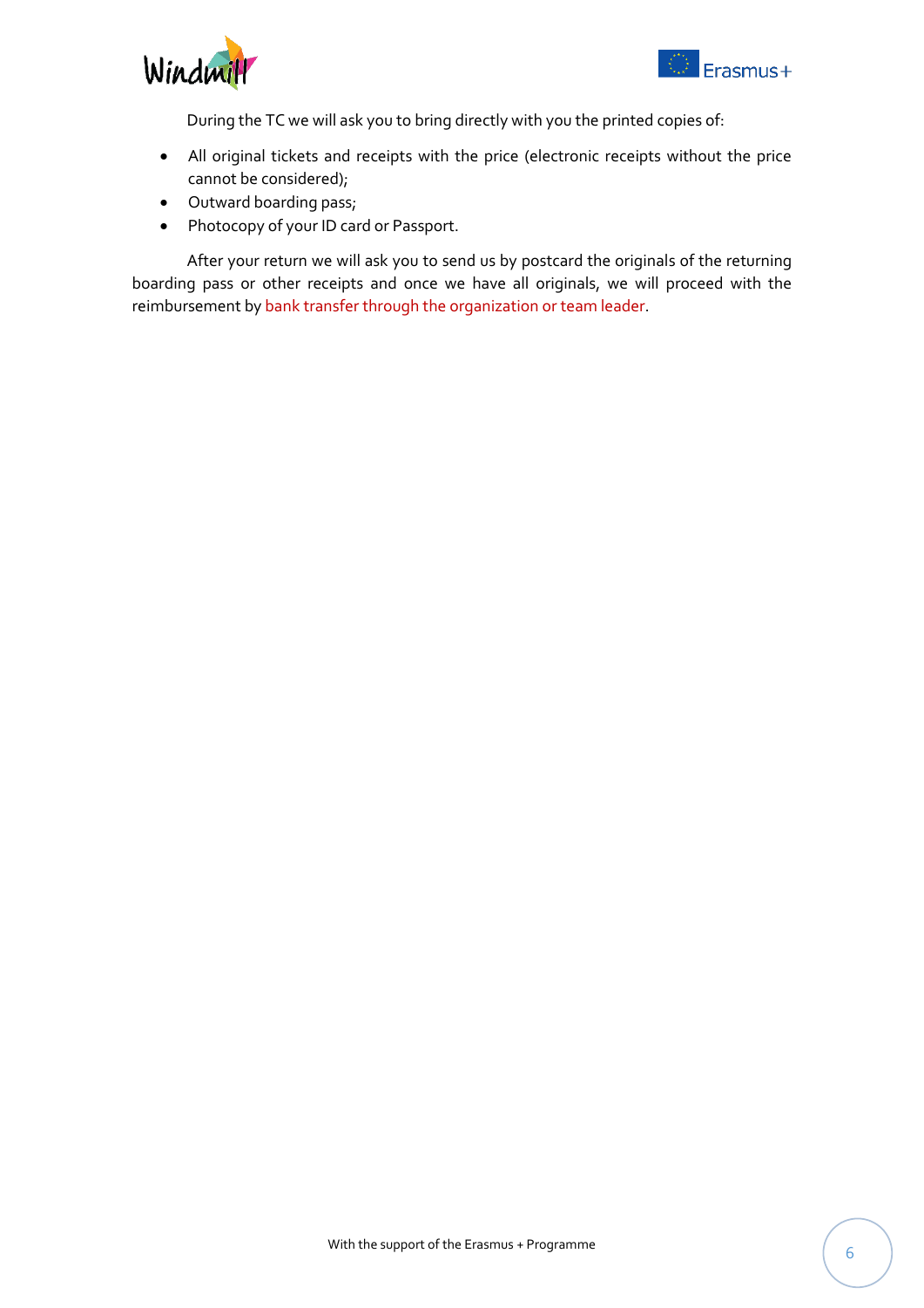During the TC we will ask you to bring directly with you the printed copies of:

- All original tickets and receipts with the price (electronic receipts without the price cannot be considered);
- Outward boarding pass;
- Photocopy of your ID card or Passport.

After your return we will ask you to send us by postcard the originals of the returning boarding pass or other receipts and once we have all originals, we will proceed with the reimbursement by bank transfer through the organization or team leader.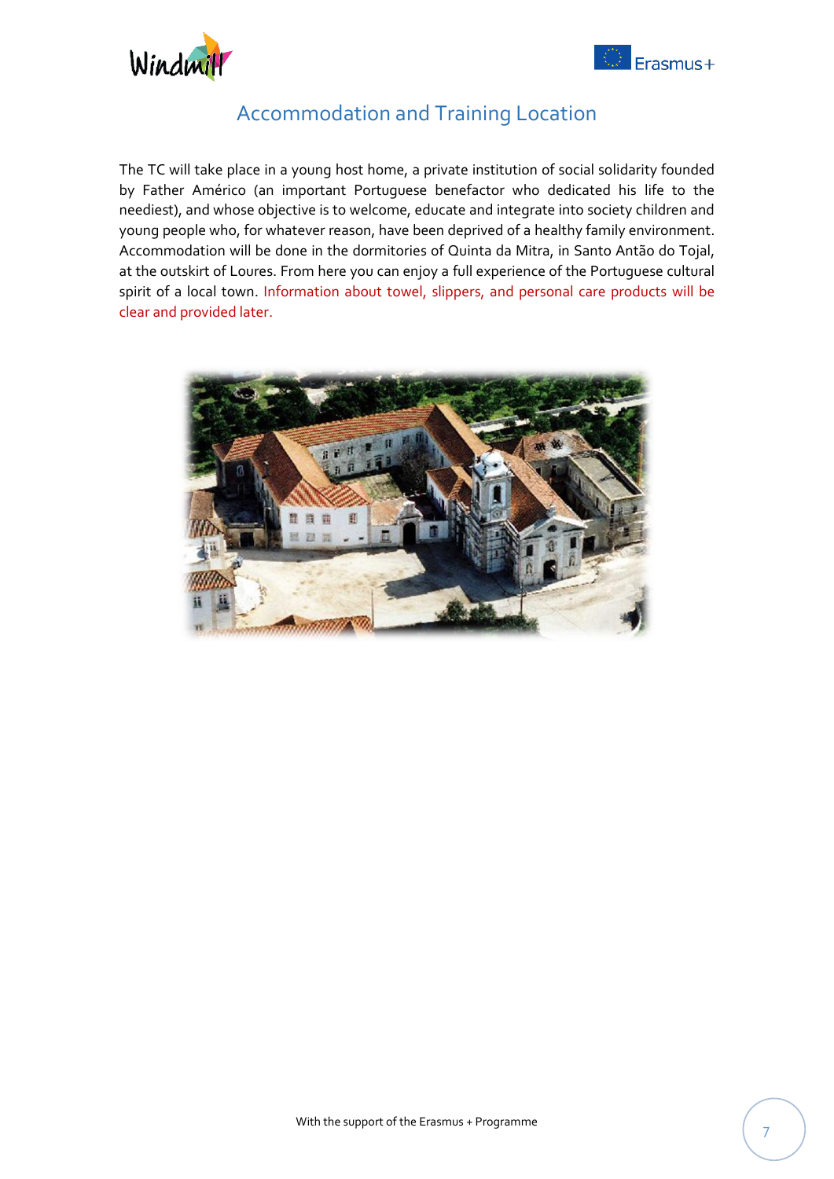## Accommodation and Training Location

The TC will take place in a young host home, a private institution of social solidarity founded by Father Américo (an important Portuguese benefactor who dedicated his life to the neediest), and whose objective is to welcome, educate and integrate into society children and young people who, for whatever reason, have been deprived of a healthy family environment. Accommodation will be done in the dormitories of Quinta da Mitra, in Santo Antão do Tojal, at the outskirt of Loures. From here you can enjoy a full experience of the Portuguese cultural spirit of a local town. Information about towel, slippers, and personal care products will be clear and provided later.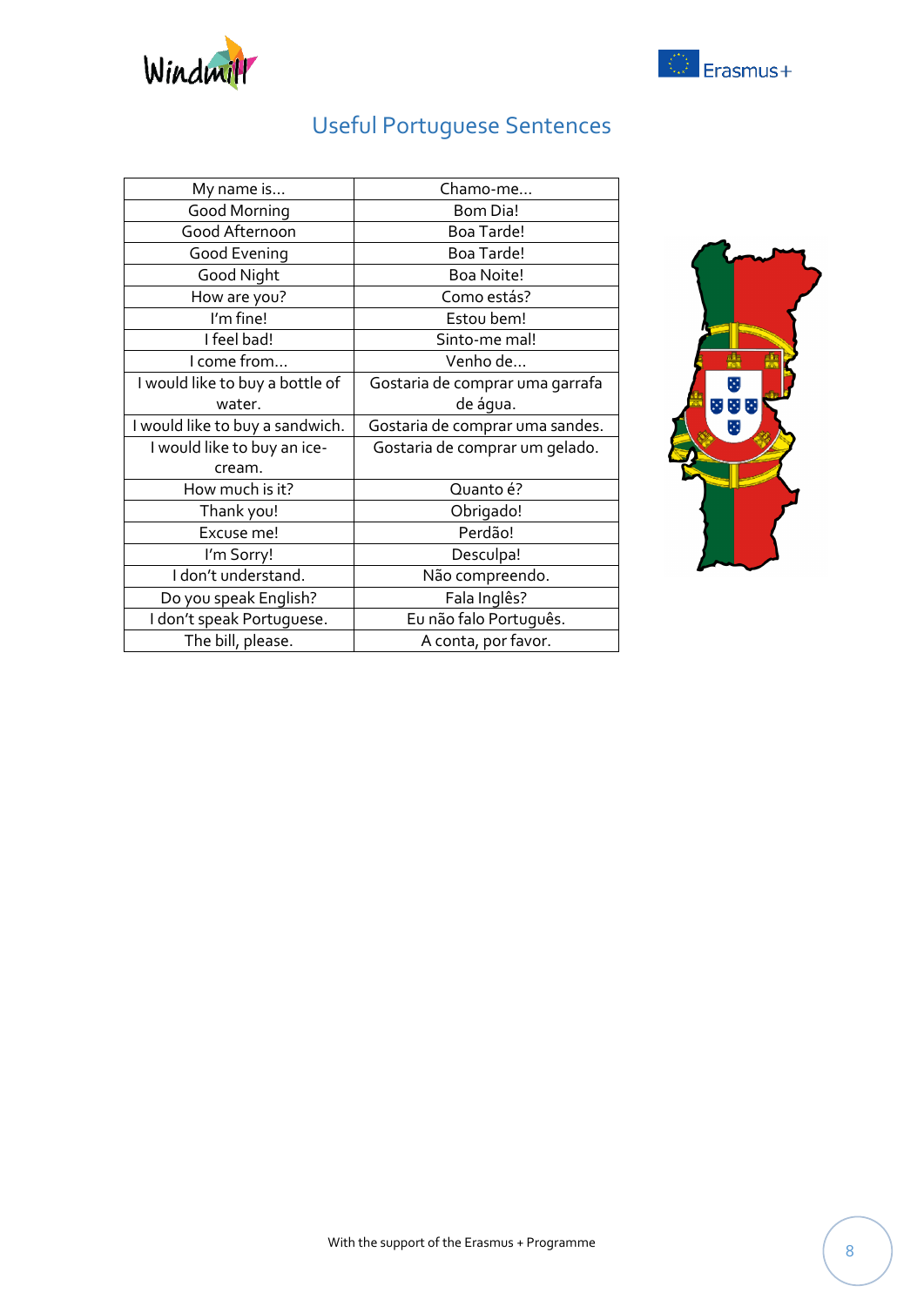# Useful Portuguese Sentences

| My name is… | Chamo-me… |
|---|---|
| Good Morning | Bom Dia! |
| Good Afternoon | Boa Tarde! |
| Good Evening | Boa Tarde! |
| Good Night | Boa Noite! |
| How are you? | Como estás? |
| I'm fine! | Estou bem! |
| I feel bad! | Sinto-me mal! |
| I come from… | Venho de… |
| I would like to buy a bottle of water. | Gostaria de comprar uma garrafa de água. |
| I would like to buy a sandwich. | Gostaria de comprar uma sandes. |
| I would like to buy an ice-cream. | Gostaria de comprar um gelado. |
| How much is it? | Quanto é? |
| Thank you! | Obrigado! |
| Excuse me! | Perdão! |
| I'm Sorry! | Desculpa! |
| I don't understand. | Não compreendo. |
| Do you speak English? | Fala Inglês? |
| I don't speak Portuguese. | Eu não falo Português. |
| The bill, please. | A conta, por favor. |

With the support of the Erasmus + Programme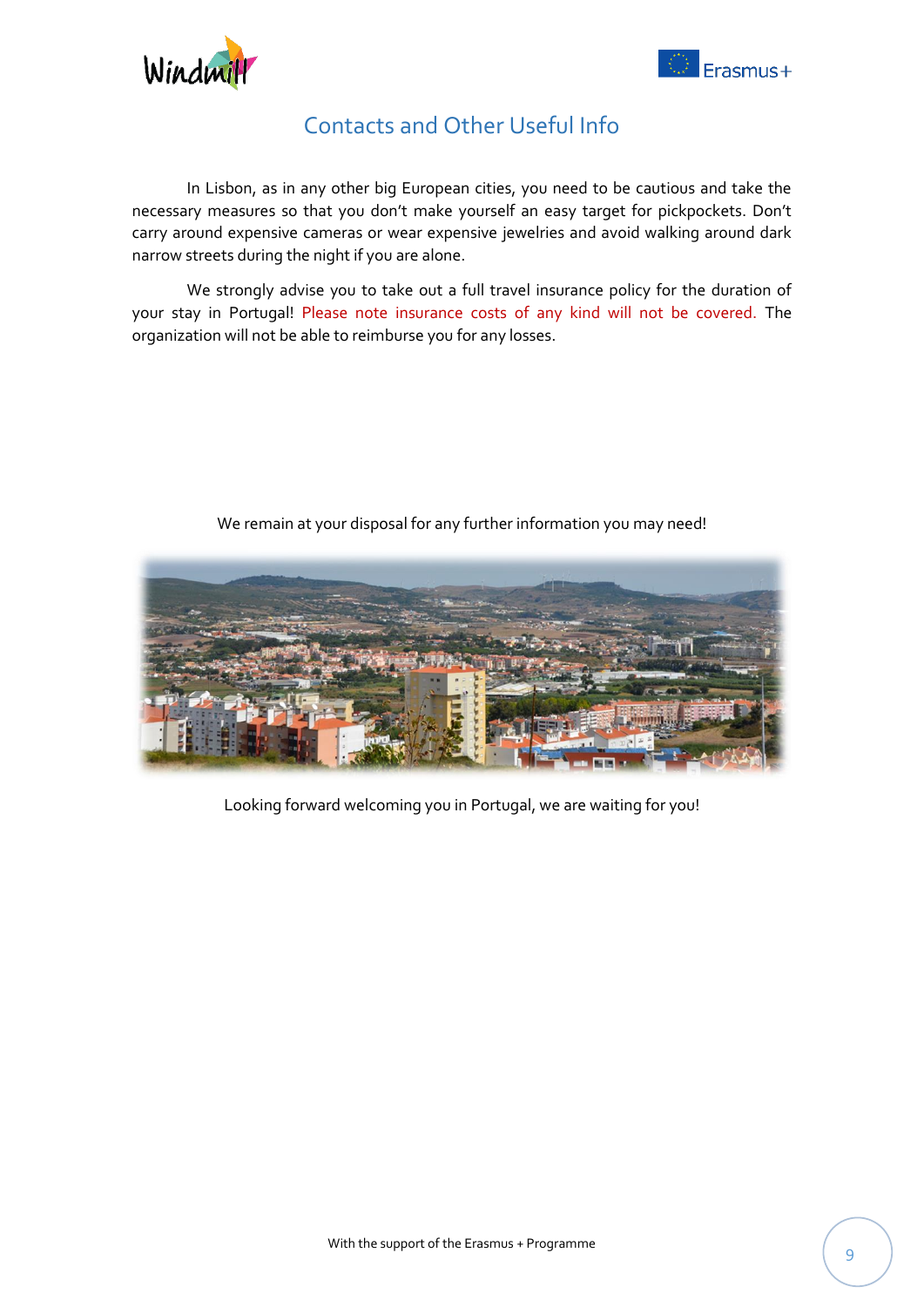# Contacts and Other Useful Info

In Lisbon, as in any other big European cities, you need to be cautious and take the necessary measures so that you don't make yourself an easy target for pickpockets. Don't carry around expensive cameras or wear expensive jewelries and avoid walking around dark narrow streets during the night if you are alone.

We strongly advise you to take out a full travel insurance policy for the duration of your stay in Portugal! Please note insurance costs of any kind will not be covered. The organization will not be able to reimburse you for any losses.

We remain at your disposal for any further information you may need!

Looking forward welcoming you in Portugal, we are waiting for you!